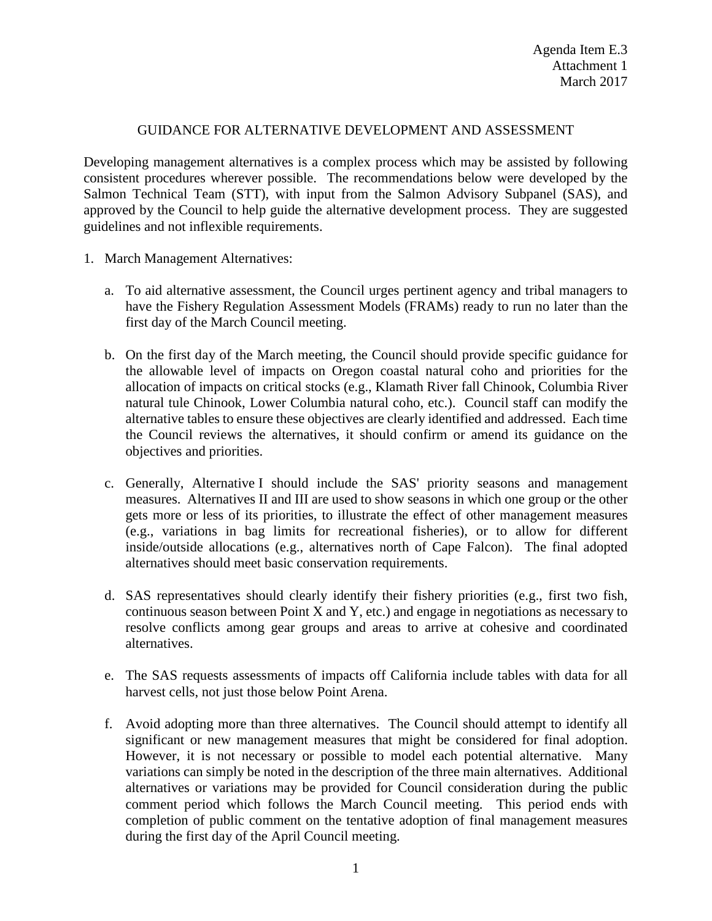Agenda Item E.3
Attachment 1
March 2017

# GUIDANCE FOR ALTERNATIVE DEVELOPMENT AND ASSESSMENT

Developing management alternatives is a complex process which may be assisted by following consistent procedures wherever possible. The recommendations below were developed by the Salmon Technical Team (STT), with input from the Salmon Advisory Subpanel (SAS), and approved by the Council to help guide the alternative development process. They are suggested guidelines and not inflexible requirements.

1. March Management Alternatives:

   a. To aid alternative assessment, the Council urges pertinent agency and tribal managers to have the Fishery Regulation Assessment Models (FRAMs) ready to run no later than the first day of the March Council meeting.

   b. On the first day of the March meeting, the Council should provide specific guidance for the allowable level of impacts on Oregon coastal natural coho and priorities for the allocation of impacts on critical stocks (e.g., Klamath River fall Chinook, Columbia River natural tule Chinook, Lower Columbia natural coho, etc.). Council staff can modify the alternative tables to ensure these objectives are clearly identified and addressed. Each time the Council reviews the alternatives, it should confirm or amend its guidance on the objectives and priorities.

   c. Generally, Alternative I should include the SAS' priority seasons and management measures. Alternatives II and III are used to show seasons in which one group or the other gets more or less of its priorities, to illustrate the effect of other management measures (e.g., variations in bag limits for recreational fisheries), or to allow for different inside/outside allocations (e.g., alternatives north of Cape Falcon). The final adopted alternatives should meet basic conservation requirements.

   d. SAS representatives should clearly identify their fishery priorities (e.g., first two fish, continuous season between Point X and Y, etc.) and engage in negotiations as necessary to resolve conflicts among gear groups and areas to arrive at cohesive and coordinated alternatives.

   e. The SAS requests assessments of impacts off California include tables with data for all harvest cells, not just those below Point Arena.

   f. Avoid adopting more than three alternatives. The Council should attempt to identify all significant or new management measures that might be considered for final adoption. However, it is not necessary or possible to model each potential alternative. Many variations can simply be noted in the description of the three main alternatives. Additional alternatives or variations may be provided for Council consideration during the public comment period which follows the March Council meeting. This period ends with completion of public comment on the tentative adoption of final management measures during the first day of the April Council meeting.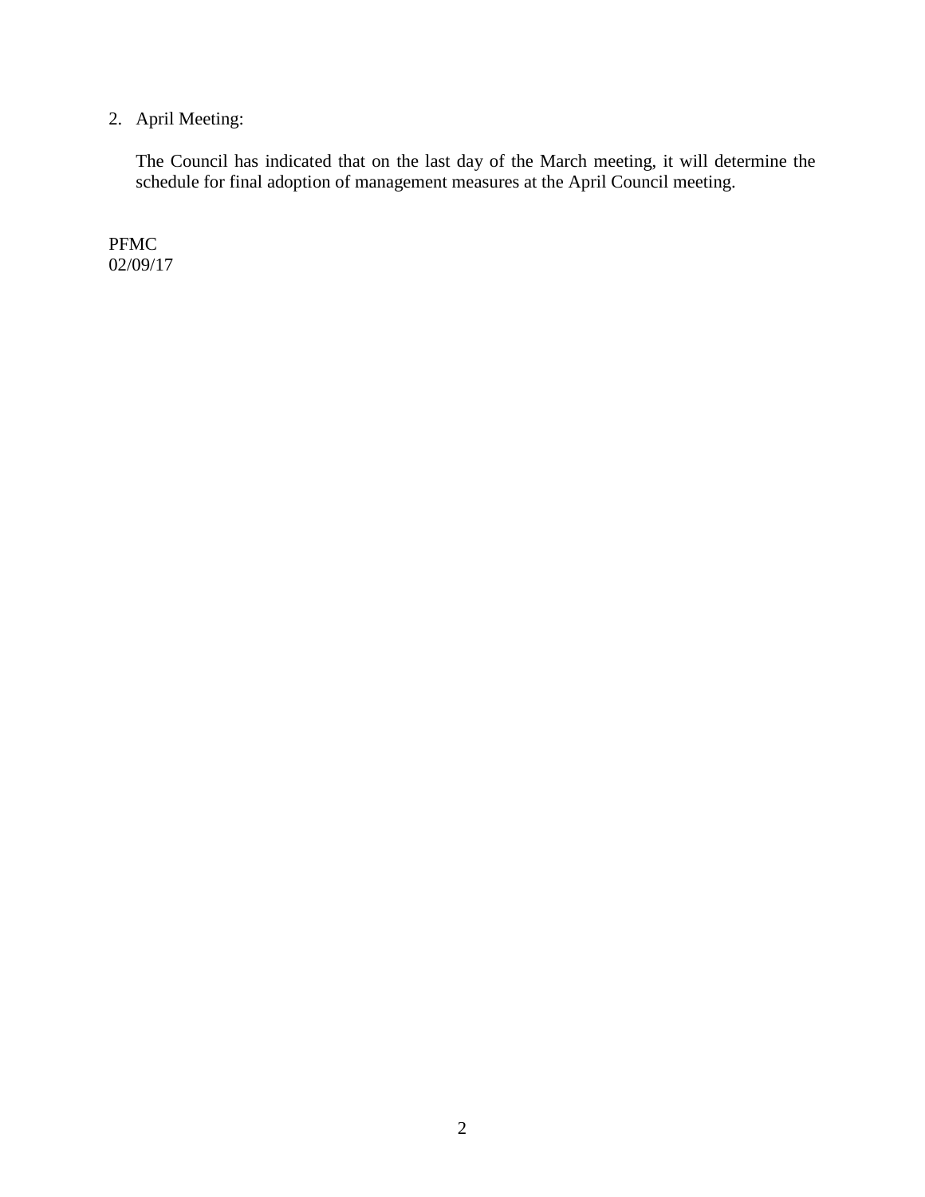2. April Meeting:

   The Council has indicated that on the last day of the March meeting, it will determine the schedule for final adoption of management measures at the April Council meeting.

PFMC
02/09/17